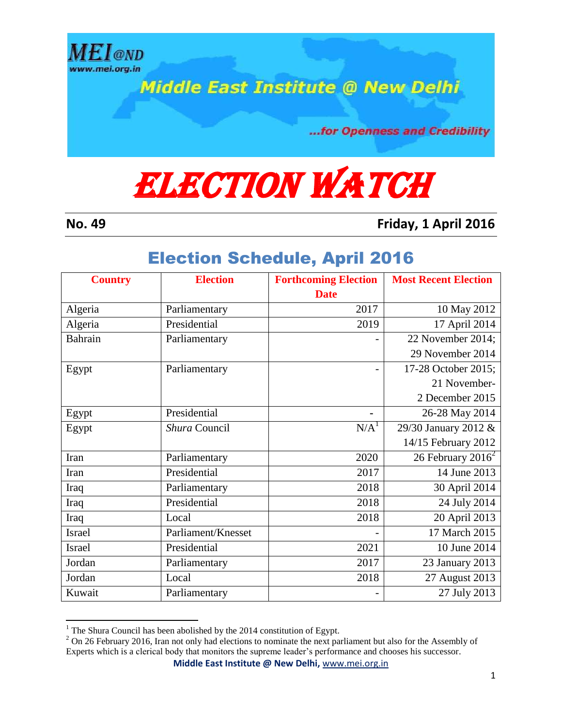Middle East Institute @ New Delhi

...for Openness and Credibility

# ELECTION WATCH

**No. 49** **Friday, 1 April 2016**

## Election Schedule, April 2016

| Country | Election | Forthcoming Election Date | Most Recent Election |
|---|---|---|---|
| Algeria | Parliamentary | 2017 | 10 May 2012 |
| Algeria | Presidential | 2019 | 17 April 2014 |
| Bahrain | Parliamentary | - | 22 November 2014; 29 November 2014 |
| Egypt | Parliamentary | - | 17-28 October 2015; 21 November-2 December 2015 |
| Egypt | Presidential | - | 26-28 May 2014 |
| Egypt | *Shura* Council | N/A[1] | 29/30 January 2012 & 14/15 February 2012 |
| Iran | Parliamentary | 2020 | 26 February 2016[2] |
| Iran | Presidential | 2017 | 14 June 2013 |
| Iraq | Parliamentary | 2018 | 30 April 2014 |
| Iraq | Presidential | 2018 | 24 July 2014 |
| Iraq | Local | 2018 | 20 April 2013 |
| Israel | Parliament/Knesset | - | 17 March 2015 |
| Israel | Presidential | 2021 | 10 June 2014 |
| Jordan | Parliamentary | 2017 | 23 January 2013 |
| Jordan | Local | 2018 | 27 August 2013 |
| Kuwait | Parliamentary | - | 27 July 2013 |

[1] The Shura Council has been abolished by the 2014 constitution of Egypt.

[2] On 26 February 2016, Iran not only had elections to nominate the next parliament but also for the Assembly of Experts which is a clerical body that monitors the supreme leader's performance and chooses his successor.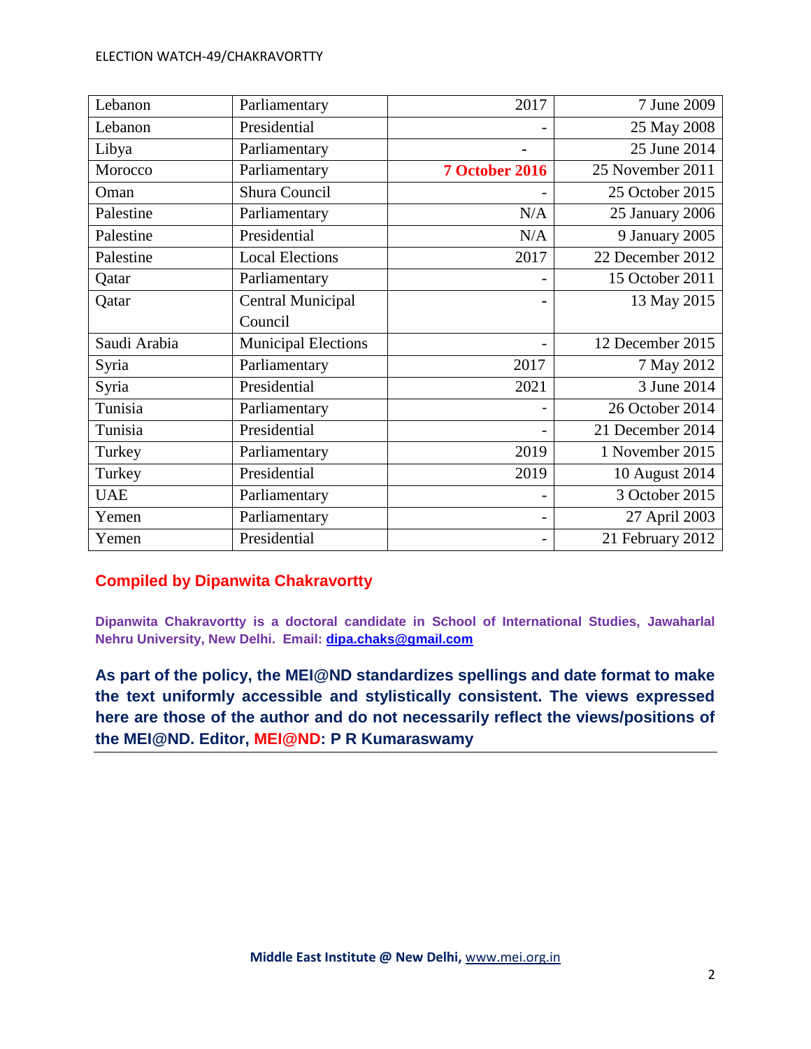| | | | |
|---|---|---|---|
| Lebanon | Parliamentary | 2017 | 7 June 2009 |
| Lebanon | Presidential | - | 25 May 2008 |
| Libya | Parliamentary | - | 25 June 2014 |
| Morocco | Parliamentary | **7 October 2016** | 25 November 2011 |
| Oman | Shura Council | - | 25 October 2015 |
| Palestine | Parliamentary | N/A | 25 January 2006 |
| Palestine | Presidential | N/A | 9 January 2005 |
| Palestine | Local Elections | 2017 | 22 December 2012 |
| Qatar | Parliamentary | - | 15 October 2011 |
| Qatar | Central Municipal Council | - | 13 May 2015 |
| Saudi Arabia | Municipal Elections | - | 12 December 2015 |
| Syria | Parliamentary | 2017 | 7 May 2012 |
| Syria | Presidential | 2021 | 3 June 2014 |
| Tunisia | Parliamentary | - | 26 October 2014 |
| Tunisia | Presidential | - | 21 December 2014 |
| Turkey | Parliamentary | 2019 | 1 November 2015 |
| Turkey | Presidential | 2019 | 10 August 2014 |
| UAE | Parliamentary | - | 3 October 2015 |
| Yemen | Parliamentary | - | 27 April 2003 |
| Yemen | Presidential | - | 21 February 2012 |

**Compiled by Dipanwita Chakravortty**

**Dipanwita Chakravortty is a doctoral candidate in School of International Studies, Jawaharlal Nehru University, New Delhi. Email: dipa.chaks@gmail.com**

**As part of the policy, the MEI@ND standardizes spellings and date format to make the text uniformly accessible and stylistically consistent. The views expressed here are those of the author and do not necessarily reflect the views/positions of the MEI@ND. Editor, MEI@ND: P R Kumaraswamy**

**Middle East Institute @ New Delhi,** www.mei.org.in